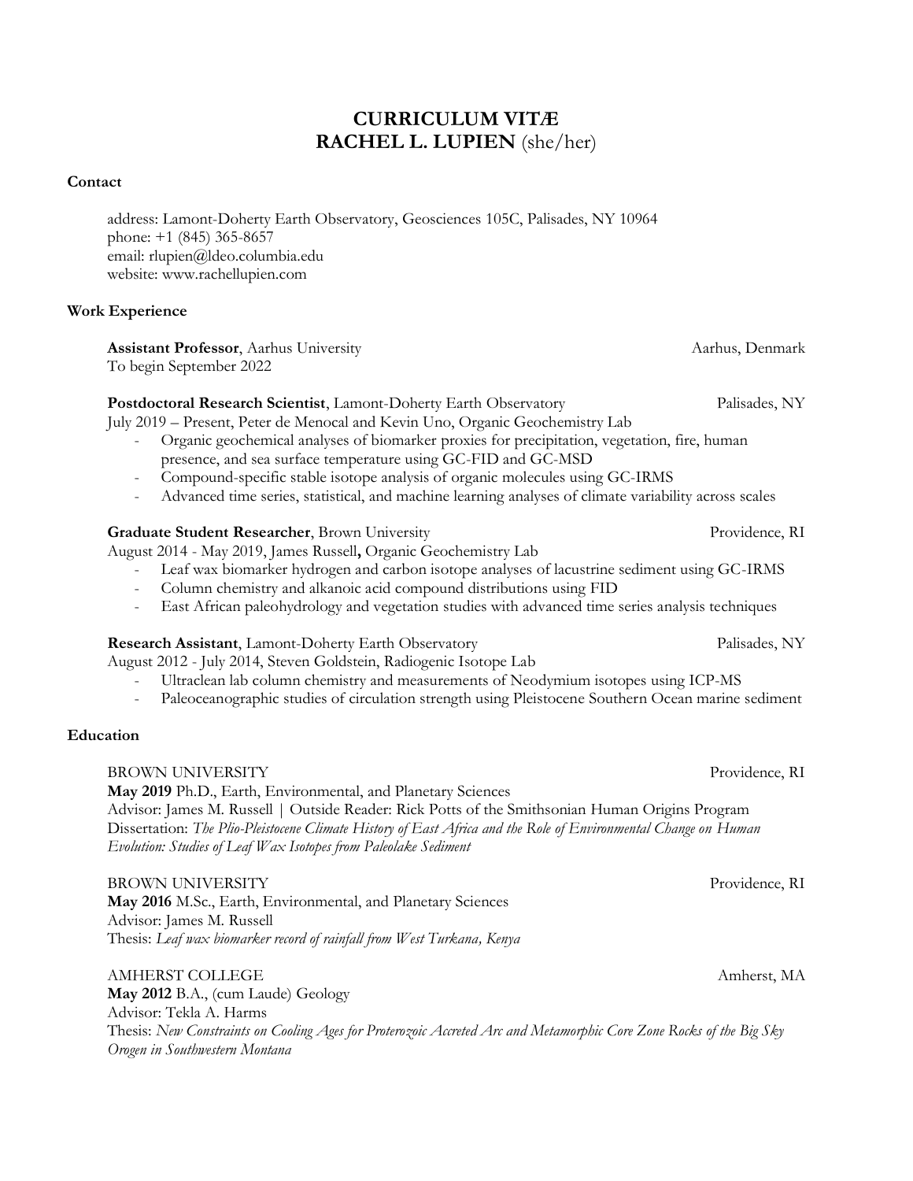# CURRICULUM VITÆ
# RACHEL L. LUPIEN (she/her)

## Contact

address: Lamont-Doherty Earth Observatory, Geosciences 105C, Palisades, NY 10964
phone: +1 (845) 365-8657
email: rlupien@ldeo.columbia.edu
website: www.rachellupien.com

## Work Experience

**Assistant Professor**, Aarhus University — Aarhus, Denmark
To begin September 2022

**Postdoctoral Research Scientist**, Lamont-Doherty Earth Observatory — Palisades, NY
July 2019 – Present, Peter de Menocal and Kevin Uno, Organic Geochemistry Lab

- Organic geochemical analyses of biomarker proxies for precipitation, vegetation, fire, human presence, and sea surface temperature using GC-FID and GC-MSD
- Compound-specific stable isotope analysis of organic molecules using GC-IRMS
- Advanced time series, statistical, and machine learning analyses of climate variability across scales

**Graduate Student Researcher**, Brown University — Providence, RI
August 2014 - May 2019, James Russell**,** Organic Geochemistry Lab

- Leaf wax biomarker hydrogen and carbon isotope analyses of lacustrine sediment using GC-IRMS
- Column chemistry and alkanoic acid compound distributions using FID
- East African paleohydrology and vegetation studies with advanced time series analysis techniques

**Research Assistant**, Lamont-Doherty Earth Observatory — Palisades, NY
August 2012 - July 2014, Steven Goldstein, Radiogenic Isotope Lab

- Ultraclean lab column chemistry and measurements of Neodymium isotopes using ICP-MS
- Paleoceanographic studies of circulation strength using Pleistocene Southern Ocean marine sediment

## Education

BROWN UNIVERSITY — Providence, RI
**May 2019** Ph.D., Earth, Environmental, and Planetary Sciences
Advisor: James M. Russell | Outside Reader: Rick Potts of the Smithsonian Human Origins Program
Dissertation: *The Plio-Pleistocene Climate History of East Africa and the Role of Environmental Change on Human Evolution: Studies of Leaf Wax Isotopes from Paleolake Sediment*

BROWN UNIVERSITY — Providence, RI
**May 2016** M.Sc., Earth, Environmental, and Planetary Sciences
Advisor: James M. Russell
Thesis: *Leaf wax biomarker record of rainfall from West Turkana, Kenya*

AMHERST COLLEGE — Amherst, MA
**May 2012** B.A., (cum Laude) Geology
Advisor: Tekla A. Harms
Thesis: *New Constraints on Cooling Ages for Proterozoic Accreted Arc and Metamorphic Core Zone Rocks of the Big Sky Orogen in Southwestern Montana*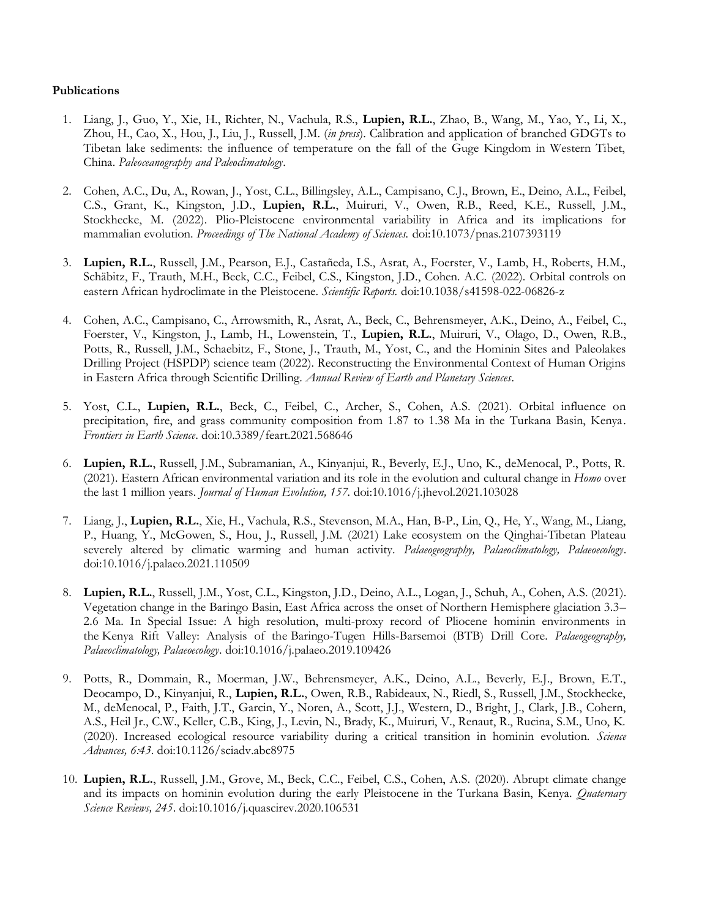**Publications**

1. Liang, J., Guo, Y., Xie, H., Richter, N., Vachula, R.S., **Lupien, R.L.**, Zhao, B., Wang, M., Yao, Y., Li, X., Zhou, H., Cao, X., Hou, J., Liu, J., Russell, J.M. (*in press*). Calibration and application of branched GDGTs to Tibetan lake sediments: the influence of temperature on the fall of the Guge Kingdom in Western Tibet, China. *Paleoceanography and Paleoclimatology*.

2. Cohen, A.C., Du, A., Rowan, J., Yost, C.L., Billingsley, A.L., Campisano, C.J., Brown, E., Deino, A.L., Feibel, C.S., Grant, K., Kingston, J.D., **Lupien, R.L.**, Muiruri, V., Owen, R.B., Reed, K.E., Russell, J.M., Stockhecke, M. (2022). Plio-Pleistocene environmental variability in Africa and its implications for mammalian evolution. *Proceedings of The National Academy of Sciences.* doi:10.1073/pnas.2107393119

3. **Lupien, R.L.**, Russell, J.M., Pearson, E.J., Castañeda, I.S., Asrat, A., Foerster, V., Lamb, H., Roberts, H.M., Schäbitz, F., Trauth, M.H., Beck, C.C., Feibel, C.S., Kingston, J.D., Cohen. A.C. (2022). Orbital controls on eastern African hydroclimate in the Pleistocene. *Scientific Reports.* doi:10.1038/s41598-022-06826-z

4. Cohen, A.C., Campisano, C., Arrowsmith, R., Asrat, A., Beck, C., Behrensmeyer, A.K., Deino, A., Feibel, C., Foerster, V., Kingston, J., Lamb, H., Lowenstein, T., **Lupien, R.L.**, Muiruri, V., Olago, D., Owen, R.B., Potts, R., Russell, J.M., Schaebitz, F., Stone, J., Trauth, M., Yost, C., and the Hominin Sites and Paleolakes Drilling Project (HSPDP) science team (2022). Reconstructing the Environmental Context of Human Origins in Eastern Africa through Scientific Drilling. *Annual Review of Earth and Planetary Sciences*.

5. Yost, C.L., **Lupien, R.L.**, Beck, C., Feibel, C., Archer, S., Cohen, A.S. (2021). Orbital influence on precipitation, fire, and grass community composition from 1.87 to 1.38 Ma in the Turkana Basin, Kenya. *Frontiers in Earth Science*. doi:10.3389/feart.2021.568646

6. **Lupien, R.L.**, Russell, J.M., Subramanian, A., Kinyanjui, R., Beverly, E.J., Uno, K., deMenocal, P., Potts, R. (2021). Eastern African environmental variation and its role in the evolution and cultural change in *Homo* over the last 1 million years. *Journal of Human Evolution, 157*. doi:10.1016/j.jhevol.2021.103028

7. Liang, J., **Lupien, R.L.**, Xie, H., Vachula, R.S., Stevenson, M.A., Han, B-P., Lin, Q., He, Y., Wang, M., Liang, P., Huang, Y., McGowen, S., Hou, J., Russell, J.M. (2021) Lake ecosystem on the Qinghai-Tibetan Plateau severely altered by climatic warming and human activity. *Palaeogeography, Palaeoclimatology, Palaeoecology*. doi:10.1016/j.palaeo.2021.110509

8. **Lupien, R.L.**, Russell, J.M., Yost, C.L., Kingston, J.D., Deino, A.L., Logan, J., Schuh, A., Cohen, A.S. (2021). Vegetation change in the Baringo Basin, East Africa across the onset of Northern Hemisphere glaciation 3.3–2.6 Ma. In Special Issue: A high resolution, multi-proxy record of Pliocene hominin environments in the Kenya Rift Valley: Analysis of the Baringo-Tugen Hills-Barsemoi (BTB) Drill Core. *Palaeogeography, Palaeoclimatology, Palaeoecology*. doi:10.1016/j.palaeo.2019.109426

9. Potts, R., Dommain, R., Moerman, J.W., Behrensmeyer, A.K., Deino, A.L., Beverly, E.J., Brown, E.T., Deocampo, D., Kinyanjui, R., **Lupien, R.L.**, Owen, R.B., Rabideaux, N., Riedl, S., Russell, J.M., Stockhecke, M., deMenocal, P., Faith, J.T., Garcin, Y., Noren, A., Scott, J.J., Western, D., Bright, J., Clark, J.B., Cohern, A.S., Heil Jr., C.W., Keller, C.B., King, J., Levin, N., Brady, K., Muiruri, V., Renaut, R., Rucina, S.M., Uno, K. (2020). Increased ecological resource variability during a critical transition in hominin evolution. *Science Advances, 6:43*. doi:10.1126/sciadv.abc8975

10. **Lupien, R.L.**, Russell, J.M., Grove, M., Beck, C.C., Feibel, C.S., Cohen, A.S. (2020). Abrupt climate change and its impacts on hominin evolution during the early Pleistocene in the Turkana Basin, Kenya. *Quaternary Science Reviews, 245*. doi:10.1016/j.quascirev.2020.106531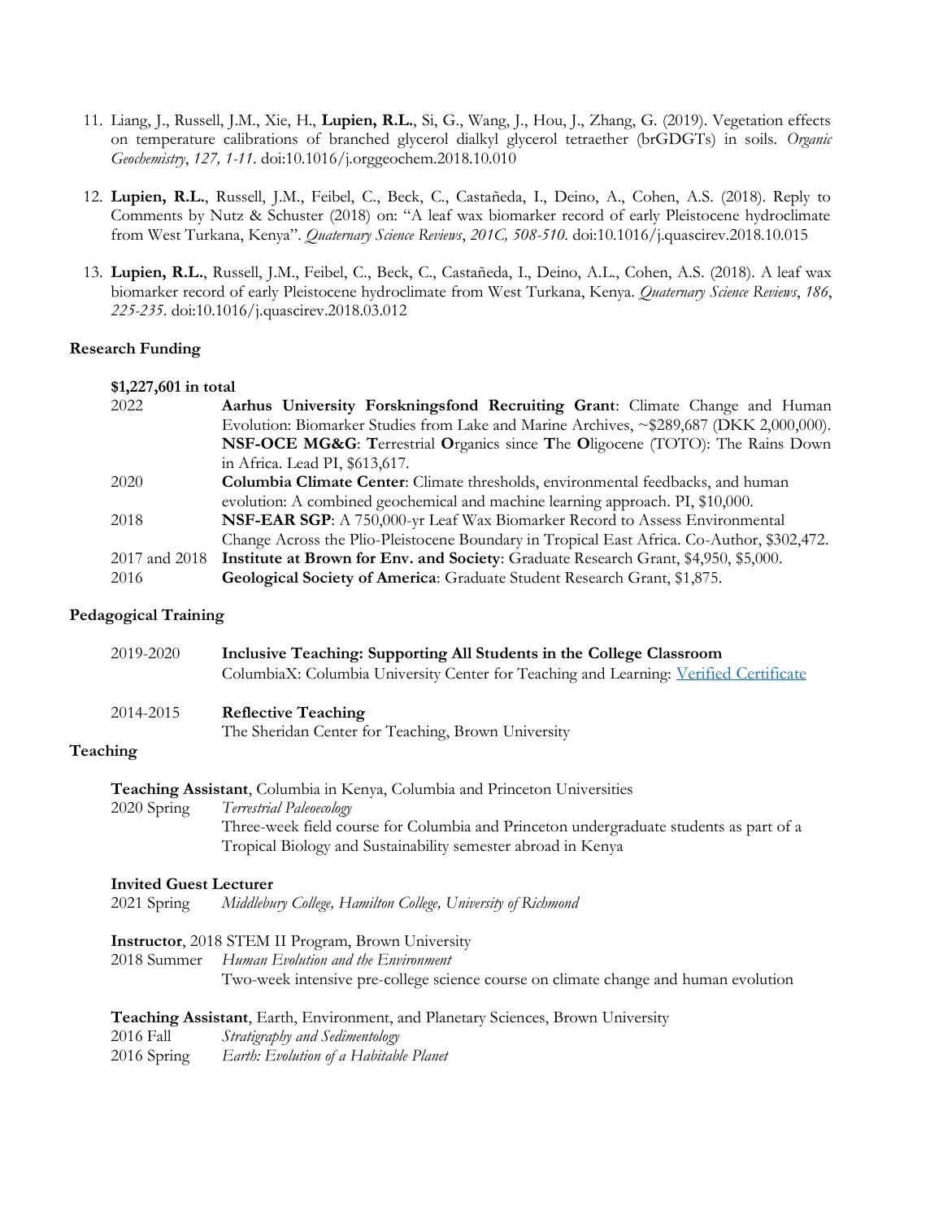11. Liang, J., Russell, J.M., Xie, H., **Lupien, R.L.**, Si, G., Wang, J., Hou, J., Zhang, G. (2019). Vegetation effects on temperature calibrations of branched glycerol dialkyl glycerol tetraether (brGDGTs) in soils. *Organic Geochemistry*, *127, 1-11*. doi:10.1016/j.orggeochem.2018.10.010

12. **Lupien, R.L.**, Russell, J.M., Feibel, C., Beck, C., Castañeda, I., Deino, A., Cohen, A.S. (2018). Reply to Comments by Nutz & Schuster (2018) on: "A leaf wax biomarker record of early Pleistocene hydroclimate from West Turkana, Kenya". *Quaternary Science Reviews*, *201C, 508-510*. doi:10.1016/j.quascirev.2018.10.015

13. **Lupien, R.L.**, Russell, J.M., Feibel, C., Beck, C., Castañeda, I., Deino, A.L., Cohen, A.S. (2018). A leaf wax biomarker record of early Pleistocene hydroclimate from West Turkana, Kenya. *Quaternary Science Reviews*, *186*, *225-235*. doi:10.1016/j.quascirev.2018.03.012

## Research Funding

**$1,227,601 in total**

| | |
|---|---|
| 2022 | **Aarhus University Forskningsfond Recruiting Grant**: Climate Change and Human Evolution: Biomarker Studies from Lake and Marine Archives, ~$289,687 (DKK 2,000,000). |
| | **NSF-OCE MG&G**: **T**errestrial **O**rganics since **T**he **O**ligocene (TOTO): The Rains Down in Africa. Lead PI, $613,617. |
| 2020 | **Columbia Climate Center**: Climate thresholds, environmental feedbacks, and human evolution: A combined geochemical and machine learning approach. PI, $10,000. |
| 2018 | **NSF-EAR SGP**: A 750,000-yr Leaf Wax Biomarker Record to Assess Environmental Change Across the Plio-Pleistocene Boundary in Tropical East Africa. Co-Author, $302,472. |
| 2017 and 2018 | **Institute at Brown for Env. and Society**: Graduate Research Grant, $4,950, $5,000. |
| 2016 | **Geological Society of America**: Graduate Student Research Grant, $1,875. |

## Pedagogical Training

| | |
|---|---|
| 2019-2020 | **Inclusive Teaching: Supporting All Students in the College Classroom**<br>ColumbiaX: Columbia University Center for Teaching and Learning: Verified Certificate |
| 2014-2015 | **Reflective Teaching**<br>The Sheridan Center for Teaching, Brown University |

## Teaching

**Teaching Assistant**, Columbia in Kenya, Columbia and Princeton Universities

2020 Spring — *Terrestrial Paleoecology*
Three-week field course for Columbia and Princeton undergraduate students as part of a Tropical Biology and Sustainability semester abroad in Kenya

**Invited Guest Lecturer**

2021 Spring — *Middlebury College, Hamilton College, University of Richmond*

**Instructor**, 2018 STEM II Program, Brown University

2018 Summer — *Human Evolution and the Environment*
Two-week intensive pre-college science course on climate change and human evolution

**Teaching Assistant**, Earth, Environment, and Planetary Sciences, Brown University

2016 Fall — *Stratigraphy and Sedimentology*

2016 Spring — *Earth: Evolution of a Habitable Planet*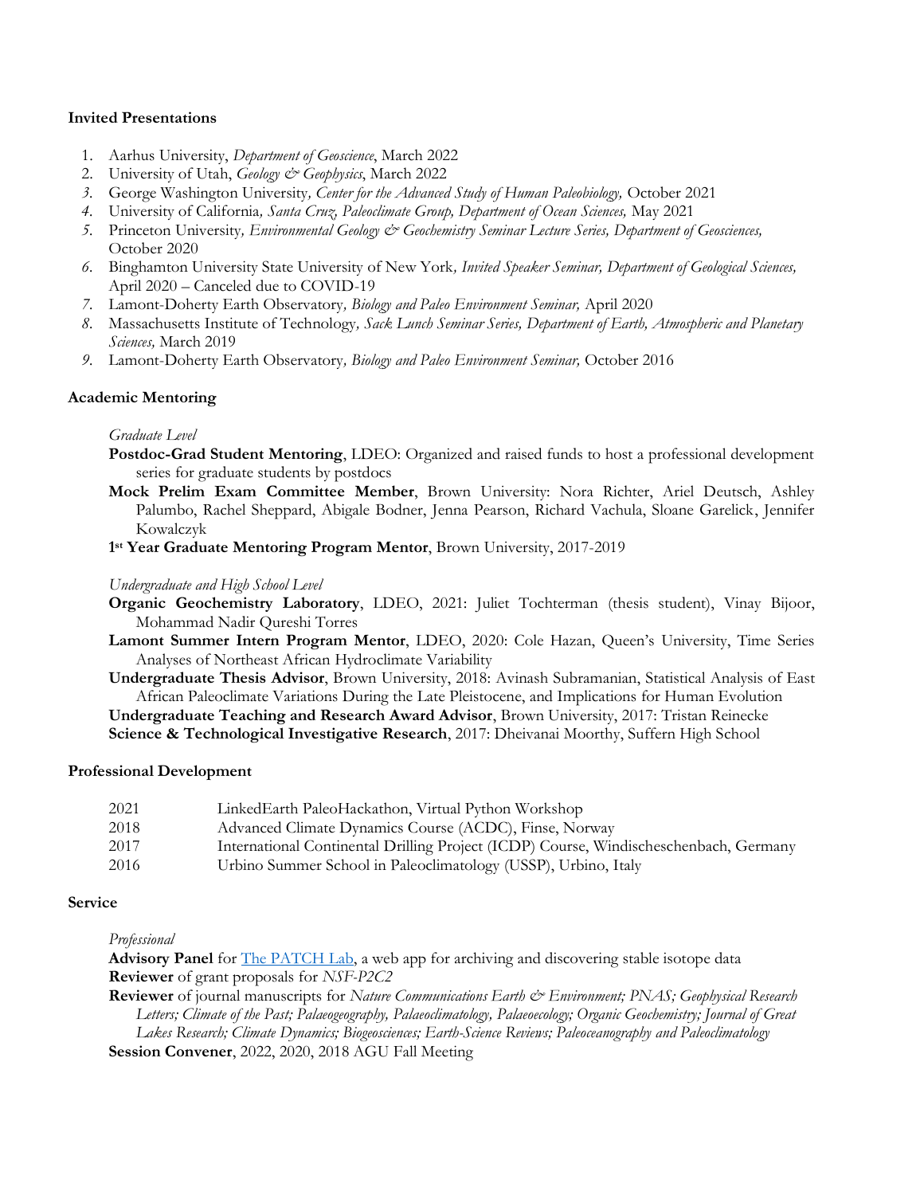### Invited Presentations

1. Aarhus University, *Department of Geoscience*, March 2022
2. University of Utah, *Geology & Geophysics*, March 2022
3. George Washington University*, Center for the Advanced Study of Human Paleobiology,* October 2021
4. University of California*, Santa Cruz, Paleoclimate Group, Department of Ocean Sciences,* May 2021
5. Princeton University*, Environmental Geology & Geochemistry Seminar Lecture Series, Department of Geosciences,* October 2020
6. Binghamton University State University of New York*, Invited Speaker Seminar, Department of Geological Sciences,* April 2020 – Canceled due to COVID-19
7. Lamont-Doherty Earth Observatory*, Biology and Paleo Environment Seminar,* April 2020
8. Massachusetts Institute of Technology*, Sack Lunch Seminar Series, Department of Earth, Atmospheric and Planetary Sciences,* March 2019
9. Lamont-Doherty Earth Observatory*, Biology and Paleo Environment Seminar,* October 2016

### Academic Mentoring

*Graduate Level*

**Postdoc-Grad Student Mentoring**, LDEO: Organized and raised funds to host a professional development series for graduate students by postdocs

**Mock Prelim Exam Committee Member**, Brown University: Nora Richter, Ariel Deutsch, Ashley Palumbo, Rachel Sheppard, Abigale Bodner, Jenna Pearson, Richard Vachula, Sloane Garelick, Jennifer Kowalczyk

**1st Year Graduate Mentoring Program Mentor**, Brown University, 2017-2019

*Undergraduate and High School Level*

**Organic Geochemistry Laboratory**, LDEO, 2021: Juliet Tochterman (thesis student), Vinay Bijoor, Mohammad Nadir Qureshi Torres

**Lamont Summer Intern Program Mentor**, LDEO, 2020: Cole Hazan, Queen's University, Time Series Analyses of Northeast African Hydroclimate Variability

**Undergraduate Thesis Advisor**, Brown University, 2018: Avinash Subramanian, Statistical Analysis of East African Paleoclimate Variations During the Late Pleistocene, and Implications for Human Evolution

**Undergraduate Teaching and Research Award Advisor**, Brown University, 2017: Tristan Reinecke

**Science & Technological Investigative Research**, 2017: Dheivanai Moorthy, Suffern High School

### Professional Development

| | |
|---|---|
| 2021 | LinkedEarth PaleoHackathon, Virtual Python Workshop |
| 2018 | Advanced Climate Dynamics Course (ACDC), Finse, Norway |
| 2017 | International Continental Drilling Project (ICDP) Course, Windischeschenbach, Germany |
| 2016 | Urbino Summer School in Paleoclimatology (USSP), Urbino, Italy |

### Service

*Professional*

**Advisory Panel** for The PATCH Lab, a web app for archiving and discovering stable isotope data

**Reviewer** of grant proposals for *NSF-P2C2*

**Reviewer** of journal manuscripts for *Nature Communications Earth & Environment; PNAS; Geophysical Research Letters; Climate of the Past; Palaeogeography, Palaeoclimatology, Palaeoecology; Organic Geochemistry; Journal of Great Lakes Research; Climate Dynamics; Biogeosciences; Earth-Science Reviews; Paleoceanography and Paleoclimatology*

**Session Convener**, 2022, 2020, 2018 AGU Fall Meeting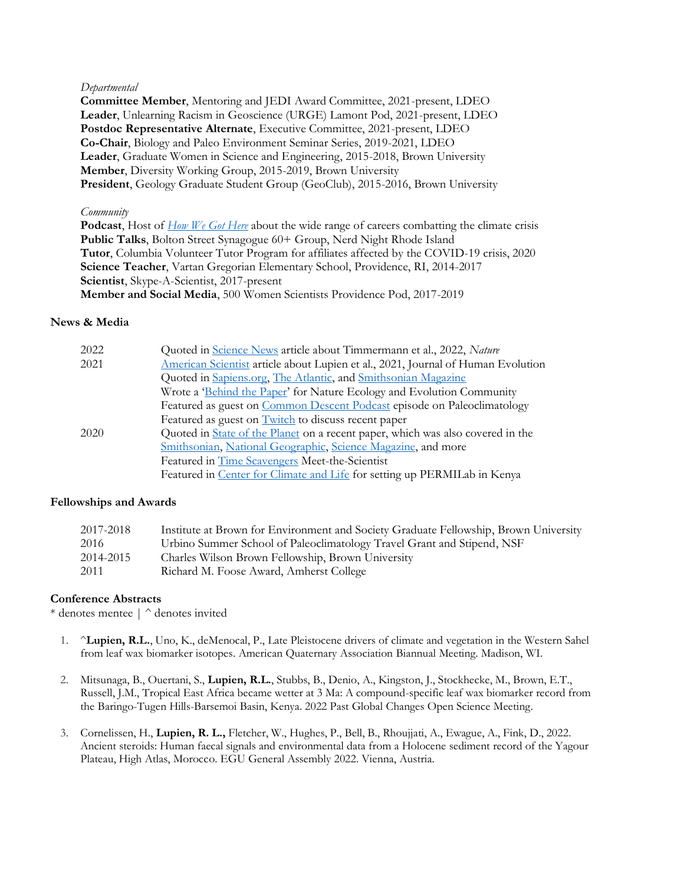*Departmental*

**Committee Member**, Mentoring and JEDI Award Committee, 2021-present, LDEO
**Leader**, Unlearning Racism in Geoscience (URGE) Lamont Pod, 2021-present, LDEO
**Postdoc Representative Alternate**, Executive Committee, 2021-present, LDEO
**Co-Chair**, Biology and Paleo Environment Seminar Series, 2019-2021, LDEO
**Leader**, Graduate Women in Science and Engineering, 2015-2018, Brown University
**Member**, Diversity Working Group, 2015-2019, Brown University
**President**, Geology Graduate Student Group (GeoClub), 2015-2016, Brown University

*Community*

**Podcast**, Host of *How We Got Here* about the wide range of careers combatting the climate crisis
**Public Talks**, Bolton Street Synagogue 60+ Group, Nerd Night Rhode Island
**Tutor**, Columbia Volunteer Tutor Program for affiliates affected by the COVID-19 crisis, 2020
**Science Teacher**, Vartan Gregorian Elementary School, Providence, RI, 2014-2017
**Scientist**, Skype-A-Scientist, 2017-present
**Member and Social Media**, 500 Women Scientists Providence Pod, 2017-2019

## News & Media

| | |
|---|---|
| 2022 | Quoted in Science News article about Timmermann et al., 2022, *Nature* |
| 2021 | American Scientist article about Lupien et al., 2021, Journal of Human Evolution |
| | Quoted in Sapiens.org, The Atlantic, and Smithsonian Magazine |
| | Wrote a 'Behind the Paper' for Nature Ecology and Evolution Community |
| | Featured as guest on Common Descent Podcast episode on Paleoclimatology |
| | Featured as guest on Twitch to discuss recent paper |
| 2020 | Quoted in State of the Planet on a recent paper, which was also covered in the Smithsonian, National Geographic, Science Magazine, and more |
| | Featured in Time Scavengers Meet-the-Scientist |
| | Featured in Center for Climate and Life for setting up PERMILab in Kenya |

## Fellowships and Awards

| | |
|---|---|
| 2017-2018 | Institute at Brown for Environment and Society Graduate Fellowship, Brown University |
| 2016 | Urbino Summer School of Paleoclimatology Travel Grant and Stipend, NSF |
| 2014-2015 | Charles Wilson Brown Fellowship, Brown University |
| 2011 | Richard M. Foose Award, Amherst College |

## Conference Abstracts

\* denotes mentee | ^ denotes invited

1. ^**Lupien, R.L.**, Uno, K., deMenocal, P., Late Pleistocene drivers of climate and vegetation in the Western Sahel from leaf wax biomarker isotopes. American Quaternary Association Biannual Meeting. Madison, WI.

2. Mitsunaga, B., Ouertani, S., **Lupien, R.L.**, Stubbs, B., Denio, A., Kingston, J., Stockhecke, M., Brown, E.T., Russell, J.M., Tropical East Africa became wetter at 3 Ma: A compound-specific leaf wax biomarker record from the Baringo-Tugen Hills-Barsemoi Basin, Kenya. 2022 Past Global Changes Open Science Meeting.

3. Cornelissen, H., **Lupien, R. L.,** Fletcher, W., Hughes, P., Bell, B., Rhoujjati, A., Ewague, A., Fink, D., 2022. Ancient steroids: Human faecal signals and environmental data from a Holocene sediment record of the Yagour Plateau, High Atlas, Morocco. EGU General Assembly 2022. Vienna, Austria.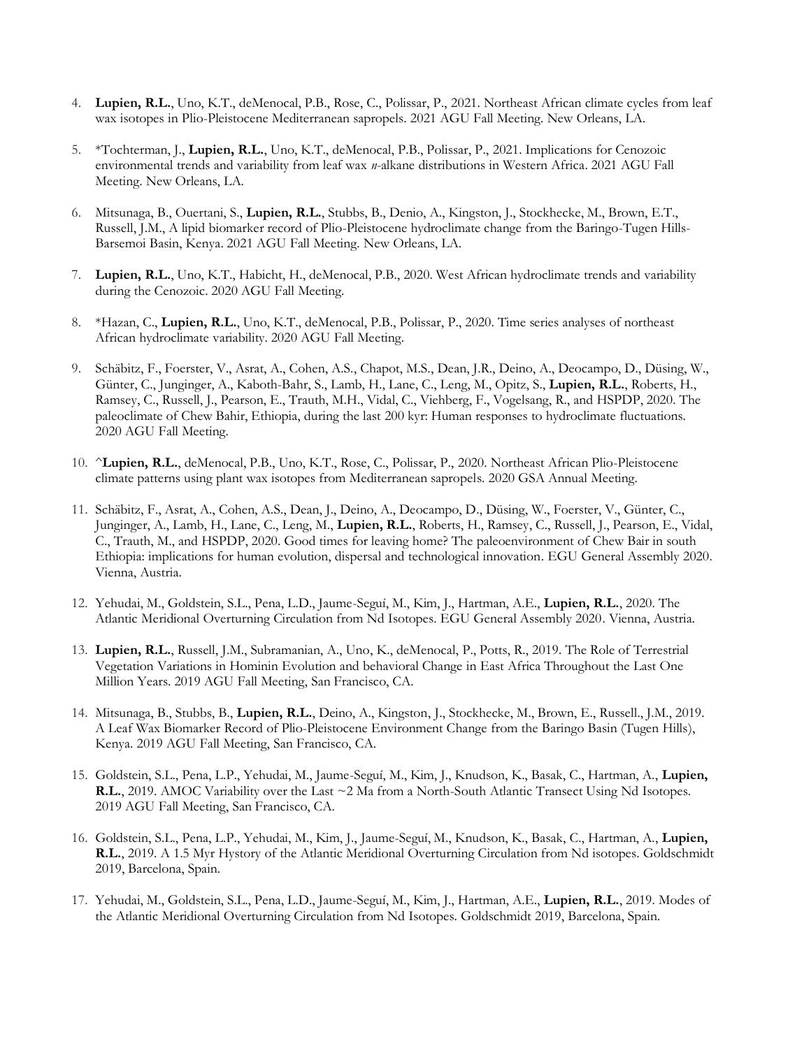4. **Lupien, R.L.**, Uno, K.T., deMenocal, P.B., Rose, C., Polissar, P., 2021. Northeast African climate cycles from leaf wax isotopes in Plio-Pleistocene Mediterranean sapropels. 2021 AGU Fall Meeting. New Orleans, LA.

5. *Tochterman, J., **Lupien, R.L.**, Uno, K.T., deMenocal, P.B., Polissar, P., 2021. Implications for Cenozoic environmental trends and variability from leaf wax *n*-alkane distributions in Western Africa. 2021 AGU Fall Meeting. New Orleans, LA.

6. Mitsunaga, B., Ouertani, S., **Lupien, R.L.**, Stubbs, B., Denio, A., Kingston, J., Stockhecke, M., Brown, E.T., Russell, J.M., A lipid biomarker record of Plio-Pleistocene hydroclimate change from the Baringo-Tugen Hills-Barsemoi Basin, Kenya. 2021 AGU Fall Meeting. New Orleans, LA.

7. **Lupien, R.L.**, Uno, K.T., Habicht, H., deMenocal, P.B., 2020. West African hydroclimate trends and variability during the Cenozoic. 2020 AGU Fall Meeting.

8. *Hazan, C., **Lupien, R.L.**, Uno, K.T., deMenocal, P.B., Polissar, P., 2020. Time series analyses of northeast African hydroclimate variability. 2020 AGU Fall Meeting.

9. Schäbitz, F., Foerster, V., Asrat, A., Cohen, A.S., Chapot, M.S., Dean, J.R., Deino, A., Deocampo, D., Düsing, W., Günter, C., Junginger, A., Kaboth-Bahr, S., Lamb, H., Lane, C., Leng, M., Opitz, S., **Lupien, R.L.**, Roberts, H., Ramsey, C., Russell, J., Pearson, E., Trauth, M.H., Vidal, C., Viehberg, F., Vogelsang, R., and HSPDP, 2020. The paleoclimate of Chew Bahir, Ethiopia, during the last 200 kyr: Human responses to hydroclimate fluctuations. 2020 AGU Fall Meeting.

10. ^**Lupien, R.L.**, deMenocal, P.B., Uno, K.T., Rose, C., Polissar, P., 2020. Northeast African Plio-Pleistocene climate patterns using plant wax isotopes from Mediterranean sapropels. 2020 GSA Annual Meeting.

11. Schäbitz, F., Asrat, A., Cohen, A.S., Dean, J., Deino, A., Deocampo, D., Düsing, W., Foerster, V., Günter, C., Junginger, A., Lamb, H., Lane, C., Leng, M., **Lupien, R.L.**, Roberts, H., Ramsey, C., Russell, J., Pearson, E., Vidal, C., Trauth, M., and HSPDP, 2020. Good times for leaving home? The paleoenvironment of Chew Bair in south Ethiopia: implications for human evolution, dispersal and technological innovation. EGU General Assembly 2020. Vienna, Austria.

12. Yehudai, M., Goldstein, S.L., Pena, L.D., Jaume-Seguí, M., Kim, J., Hartman, A.E., **Lupien, R.L.**, 2020. The Atlantic Meridional Overturning Circulation from Nd Isotopes. EGU General Assembly 2020. Vienna, Austria.

13. **Lupien, R.L.**, Russell, J.M., Subramanian, A., Uno, K., deMenocal, P., Potts, R., 2019. The Role of Terrestrial Vegetation Variations in Hominin Evolution and behavioral Change in East Africa Throughout the Last One Million Years. 2019 AGU Fall Meeting, San Francisco, CA.

14. Mitsunaga, B., Stubbs, B., **Lupien, R.L.**, Deino, A., Kingston, J., Stockhecke, M., Brown, E., Russell., J.M., 2019. A Leaf Wax Biomarker Record of Plio-Pleistocene Environment Change from the Baringo Basin (Tugen Hills), Kenya. 2019 AGU Fall Meeting, San Francisco, CA.

15. Goldstein, S.L., Pena, L.P., Yehudai, M., Jaume-Seguí, M., Kim, J., Knudson, K., Basak, C., Hartman, A., **Lupien, R.L.**, 2019. AMOC Variability over the Last ~2 Ma from a North-South Atlantic Transect Using Nd Isotopes. 2019 AGU Fall Meeting, San Francisco, CA.

16. Goldstein, S.L., Pena, L.P., Yehudai, M., Kim, J., Jaume-Seguí, M., Knudson, K., Basak, C., Hartman, A., **Lupien, R.L.**, 2019. A 1.5 Myr Hystory of the Atlantic Meridional Overturning Circulation from Nd isotopes. Goldschmidt 2019, Barcelona, Spain.

17. Yehudai, M., Goldstein, S.L., Pena, L.D., Jaume-Seguí, M., Kim, J., Hartman, A.E., **Lupien, R.L.**, 2019. Modes of the Atlantic Meridional Overturning Circulation from Nd Isotopes. Goldschmidt 2019, Barcelona, Spain.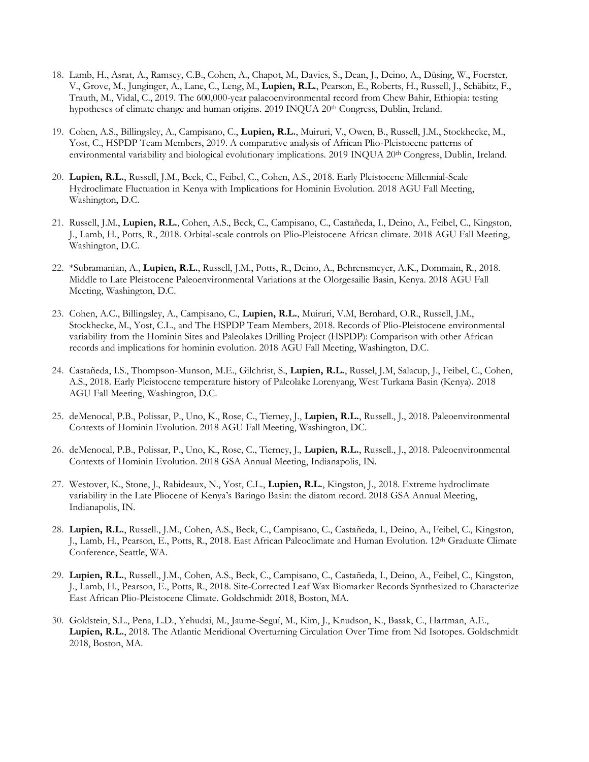18. Lamb, H., Asrat, A., Ramsey, C.B., Cohen, A., Chapot, M., Davies, S., Dean, J., Deino, A., Düsing, W., Foerster, V., Grove, M., Junginger, A., Lane, C., Leng, M., **Lupien, R.L.**, Pearson, E., Roberts, H., Russell, J., Schäbitz, F., Trauth, M., Vidal, C., 2019. The 600,000-year palaeoenvironmental record from Chew Bahir, Ethiopia: testing hypotheses of climate change and human origins. 2019 INQUA 20th Congress, Dublin, Ireland.

19. Cohen, A.S., Billingsley, A., Campisano, C., **Lupien, R.L.**, Muiruri, V., Owen, B., Russell, J.M., Stockhecke, M., Yost, C., HSPDP Team Members, 2019. A comparative analysis of African Plio-Pleistocene patterns of environmental variability and biological evolutionary implications. 2019 INQUA 20th Congress, Dublin, Ireland.

20. **Lupien, R.L.**, Russell, J.M., Beck, C., Feibel, C., Cohen, A.S., 2018. Early Pleistocene Millennial-Scale Hydroclimate Fluctuation in Kenya with Implications for Hominin Evolution. 2018 AGU Fall Meeting, Washington, D.C.

21. Russell, J.M., **Lupien, R.L.**, Cohen, A.S., Beck, C., Campisano, C., Castañeda, I., Deino, A., Feibel, C., Kingston, J., Lamb, H., Potts, R., 2018. Orbital-scale controls on Plio-Pleistocene African climate. 2018 AGU Fall Meeting, Washington, D.C.

22. *Subramanian, A., **Lupien, R.L.**, Russell, J.M., Potts, R., Deino, A., Behrensmeyer, A.K., Dommain, R., 2018. Middle to Late Pleistocene Paleoenvironmental Variations at the Olorgesailie Basin, Kenya. 2018 AGU Fall Meeting, Washington, D.C.

23. Cohen, A.C., Billingsley, A., Campisano, C., **Lupien, R.L.**, Muiruri, V.M, Bernhard, O.R., Russell, J.M., Stockhecke, M., Yost, C.L., and The HSPDP Team Members, 2018. Records of Plio-Pleistocene environmental variability from the Hominin Sites and Paleolakes Drilling Project (HSPDP): Comparison with other African records and implications for hominin evolution. 2018 AGU Fall Meeting, Washington, D.C.

24. Castañeda, I.S., Thompson-Munson, M.E., Gilchrist, S., **Lupien, R.L.**, Russel, J.M, Salacup, J., Feibel, C., Cohen, A.S., 2018. Early Pleistocene temperature history of Paleolake Lorenyang, West Turkana Basin (Kenya). 2018 AGU Fall Meeting, Washington, D.C.

25. deMenocal, P.B., Polissar, P., Uno, K., Rose, C., Tierney, J., **Lupien, R.L.**, Russell., J., 2018. Paleoenvironmental Contexts of Hominin Evolution. 2018 AGU Fall Meeting, Washington, DC.

26. deMenocal, P.B., Polissar, P., Uno, K., Rose, C., Tierney, J., **Lupien, R.L.**, Russell., J., 2018. Paleoenvironmental Contexts of Hominin Evolution. 2018 GSA Annual Meeting, Indianapolis, IN.

27. Westover, K., Stone, J., Rabideaux, N., Yost, C.L., **Lupien, R.L.**, Kingston, J., 2018. Extreme hydroclimate variability in the Late Pliocene of Kenya's Baringo Basin: the diatom record. 2018 GSA Annual Meeting, Indianapolis, IN.

28. **Lupien, R.L.**, Russell., J.M., Cohen, A.S., Beck, C., Campisano, C., Castañeda, I., Deino, A., Feibel, C., Kingston, J., Lamb, H., Pearson, E., Potts, R., 2018. East African Paleoclimate and Human Evolution. 12th Graduate Climate Conference, Seattle, WA.

29. **Lupien, R.L.**, Russell., J.M., Cohen, A.S., Beck, C., Campisano, C., Castañeda, I., Deino, A., Feibel, C., Kingston, J., Lamb, H., Pearson, E., Potts, R., 2018. Site-Corrected Leaf Wax Biomarker Records Synthesized to Characterize East African Plio-Pleistocene Climate. Goldschmidt 2018, Boston, MA.

30. Goldstein, S.L., Pena, L.D., Yehudai, M., Jaume-Seguí, M., Kim, J., Knudson, K., Basak, C., Hartman, A.E., **Lupien, R.L.**, 2018. The Atlantic Meridional Overturning Circulation Over Time from Nd Isotopes. Goldschmidt 2018, Boston, MA.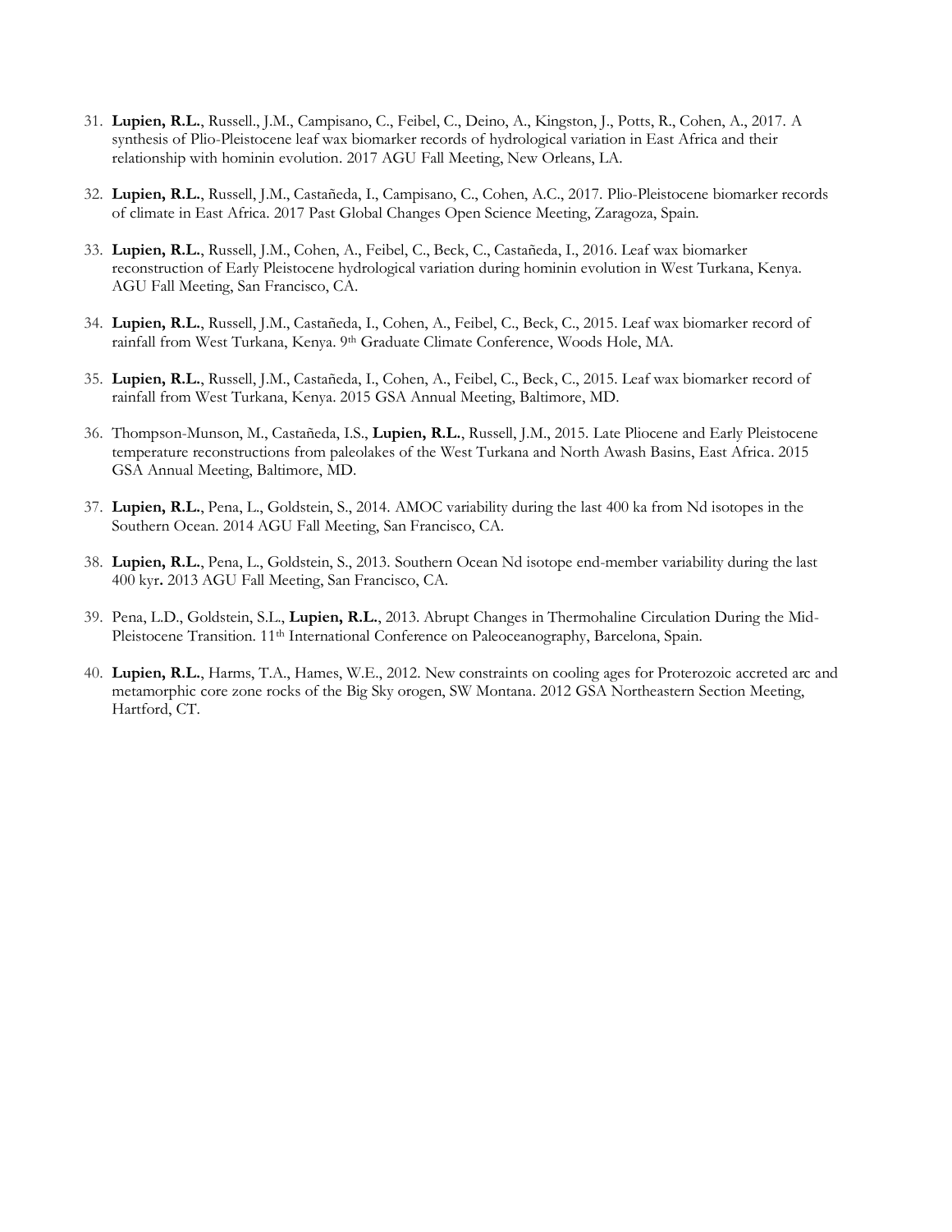31. **Lupien, R.L.**, Russell., J.M., Campisano, C., Feibel, C., Deino, A., Kingston, J., Potts, R., Cohen, A., 2017. A synthesis of Plio-Pleistocene leaf wax biomarker records of hydrological variation in East Africa and their relationship with hominin evolution. 2017 AGU Fall Meeting, New Orleans, LA.

32. **Lupien, R.L.**, Russell, J.M., Castañeda, I., Campisano, C., Cohen, A.C., 2017. Plio-Pleistocene biomarker records of climate in East Africa. 2017 Past Global Changes Open Science Meeting, Zaragoza, Spain.

33. **Lupien, R.L.**, Russell, J.M., Cohen, A., Feibel, C., Beck, C., Castañeda, I., 2016. Leaf wax biomarker reconstruction of Early Pleistocene hydrological variation during hominin evolution in West Turkana, Kenya. AGU Fall Meeting, San Francisco, CA.

34. **Lupien, R.L.**, Russell, J.M., Castañeda, I., Cohen, A., Feibel, C., Beck, C., 2015. Leaf wax biomarker record of rainfall from West Turkana, Kenya. 9th Graduate Climate Conference, Woods Hole, MA.

35. **Lupien, R.L.**, Russell, J.M., Castañeda, I., Cohen, A., Feibel, C., Beck, C., 2015. Leaf wax biomarker record of rainfall from West Turkana, Kenya. 2015 GSA Annual Meeting, Baltimore, MD.

36. Thompson-Munson, M., Castañeda, I.S., **Lupien, R.L.**, Russell, J.M., 2015. Late Pliocene and Early Pleistocene temperature reconstructions from paleolakes of the West Turkana and North Awash Basins, East Africa. 2015 GSA Annual Meeting, Baltimore, MD.

37. **Lupien, R.L.**, Pena, L., Goldstein, S., 2014. AMOC variability during the last 400 ka from Nd isotopes in the Southern Ocean. 2014 AGU Fall Meeting, San Francisco, CA.

38. **Lupien, R.L.**, Pena, L., Goldstein, S., 2013. Southern Ocean Nd isotope end-member variability during the last 400 kyr**.** 2013 AGU Fall Meeting, San Francisco, CA.

39. Pena, L.D., Goldstein, S.L., **Lupien, R.L.**, 2013. Abrupt Changes in Thermohaline Circulation During the Mid-Pleistocene Transition. 11th International Conference on Paleoceanography, Barcelona, Spain.

40. **Lupien, R.L.**, Harms, T.A., Hames, W.E., 2012. New constraints on cooling ages for Proterozoic accreted arc and metamorphic core zone rocks of the Big Sky orogen, SW Montana. 2012 GSA Northeastern Section Meeting, Hartford, CT.